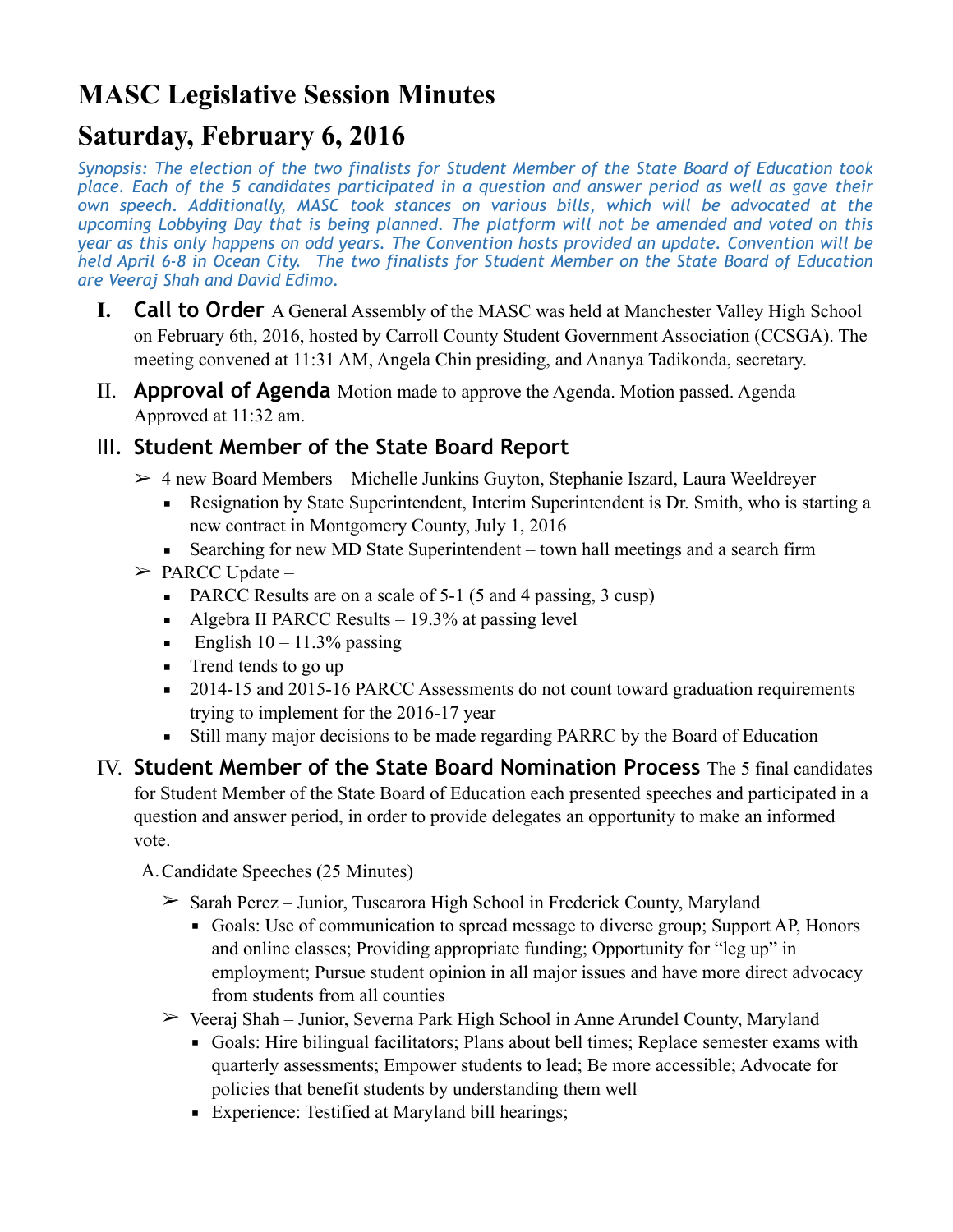# MASC Legislative Session Minutes

# Saturday, February 6, 2016

*Synopsis: The election of the two finalists for Student Member of the State Board of Education took place. Each of the 5 candidates participated in a question and answer period as well as gave their own speech. Additionally, MASC took stances on various bills, which will be advocated at the upcoming Lobbying Day that is being planned. The platform will not be amended and voted on this year as this only happens on odd years. The Convention hosts provided an update. Convention will be held April 6-8 in Ocean City. The two finalists for Student Member on the State Board of Education are Veeraj Shah and David Edimo.*

I. **Call to Order** A General Assembly of the MASC was held at Manchester Valley High School on February 6th, 2016, hosted by Carroll County Student Government Association (CCSGA). The meeting convened at 11:31 AM, Angela Chin presiding, and Ananya Tadikonda, secretary.

II. **Approval of Agenda** Motion made to approve the Agenda. Motion passed. Agenda Approved at 11:32 am.

III. **Student Member of the State Board Report**

- 4 new Board Members – Michelle Junkins Guyton, Stephanie Iszard, Laura Weeldreyer
  - Resignation by State Superintendent, Interim Superintendent is Dr. Smith, who is starting a new contract in Montgomery County, July 1, 2016
  - Searching for new MD State Superintendent – town hall meetings and a search firm
- PARCC Update –
  - PARCC Results are on a scale of 5-1 (5 and 4 passing, 3 cusp)
  - Algebra II PARCC Results – 19.3% at passing level
  - English 10 – 11.3% passing
  - Trend tends to go up
  - 2014-15 and 2015-16 PARCC Assessments do not count toward graduation requirements trying to implement for the 2016-17 year
  - Still many major decisions to be made regarding PARRC by the Board of Education

IV. **Student Member of the State Board Nomination Process** The 5 final candidates for Student Member of the State Board of Education each presented speeches and participated in a question and answer period, in order to provide delegates an opportunity to make an informed vote.

A. Candidate Speeches (25 Minutes)

- Sarah Perez – Junior, Tuscarora High School in Frederick County, Maryland
  - Goals: Use of communication to spread message to diverse group; Support AP, Honors and online classes; Providing appropriate funding; Opportunity for "leg up" in employment; Pursue student opinion in all major issues and have more direct advocacy from students from all counties
- Veeraj Shah – Junior, Severna Park High School in Anne Arundel County, Maryland
  - Goals: Hire bilingual facilitators; Plans about bell times; Replace semester exams with quarterly assessments; Empower students to lead; Be more accessible; Advocate for policies that benefit students by understanding them well
  - Experience: Testified at Maryland bill hearings;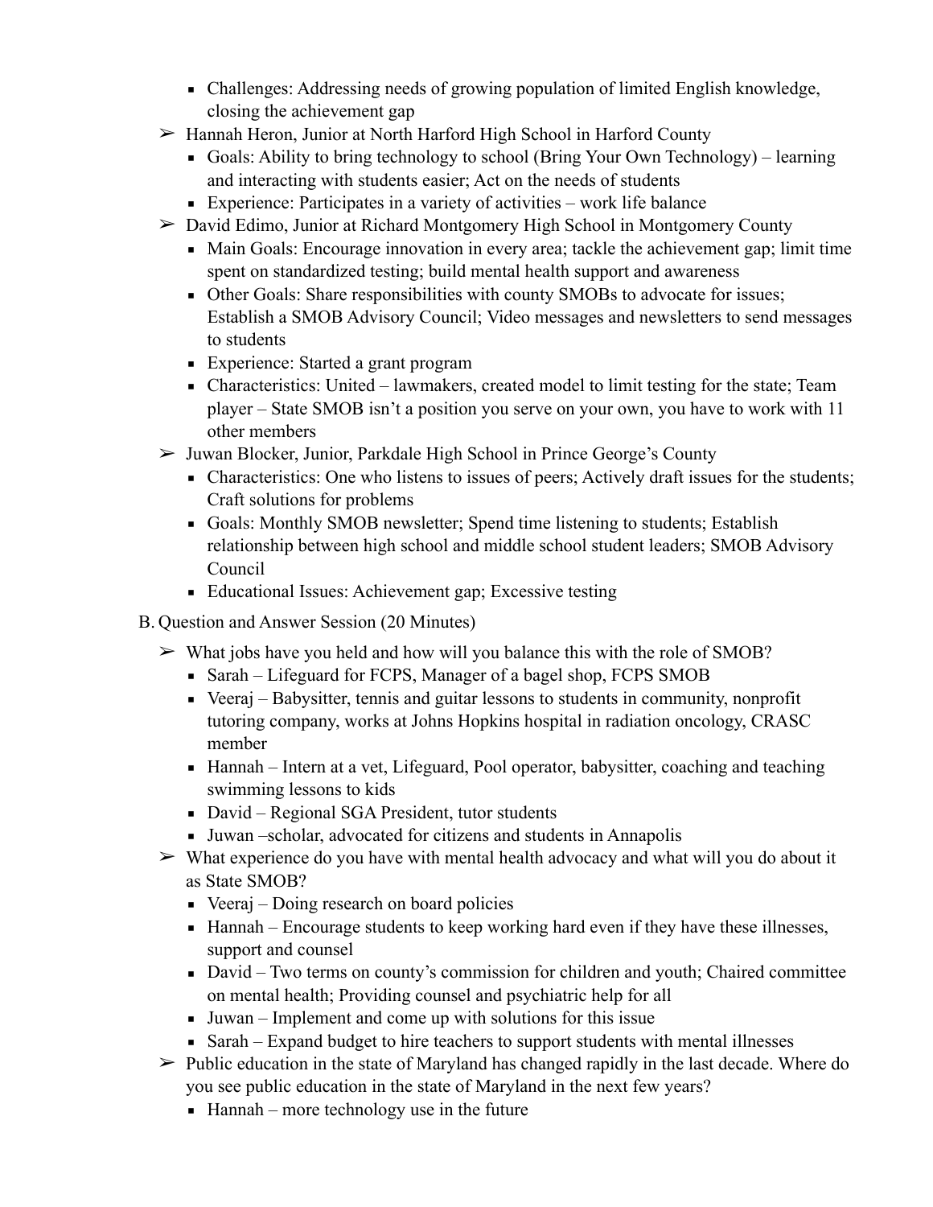- Challenges: Addressing needs of growing population of limited English knowledge, closing the achievement gap
- Hannah Heron, Junior at North Harford High School in Harford County
    - Goals: Ability to bring technology to school (Bring Your Own Technology) – learning and interacting with students easier; Act on the needs of students
    - Experience: Participates in a variety of activities – work life balance
- David Edimo, Junior at Richard Montgomery High School in Montgomery County
    - Main Goals: Encourage innovation in every area; tackle the achievement gap; limit time spent on standardized testing; build mental health support and awareness
    - Other Goals: Share responsibilities with county SMOBs to advocate for issues; Establish a SMOB Advisory Council; Video messages and newsletters to send messages to students
    - Experience: Started a grant program
    - Characteristics: United – lawmakers, created model to limit testing for the state; Team player – State SMOB isn't a position you serve on your own, you have to work with 11 other members
- Juwan Blocker, Junior, Parkdale High School in Prince George's County
    - Characteristics: One who listens to issues of peers; Actively draft issues for the students; Craft solutions for problems
    - Goals: Monthly SMOB newsletter; Spend time listening to students; Establish relationship between high school and middle school student leaders; SMOB Advisory Council
    - Educational Issues: Achievement gap; Excessive testing

B. Question and Answer Session (20 Minutes)

- What jobs have you held and how will you balance this with the role of SMOB?
    - Sarah – Lifeguard for FCPS, Manager of a bagel shop, FCPS SMOB
    - Veeraj – Babysitter, tennis and guitar lessons to students in community, nonprofit tutoring company, works at Johns Hopkins hospital in radiation oncology, CRASC member
    - Hannah – Intern at a vet, Lifeguard, Pool operator, babysitter, coaching and teaching swimming lessons to kids
    - David – Regional SGA President, tutor students
    - Juwan –scholar, advocated for citizens and students in Annapolis
- What experience do you have with mental health advocacy and what will you do about it as State SMOB?
    - Veeraj – Doing research on board policies
    - Hannah – Encourage students to keep working hard even if they have these illnesses, support and counsel
    - David – Two terms on county's commission for children and youth; Chaired committee on mental health; Providing counsel and psychiatric help for all
    - Juwan – Implement and come up with solutions for this issue
    - Sarah – Expand budget to hire teachers to support students with mental illnesses
- Public education in the state of Maryland has changed rapidly in the last decade. Where do you see public education in the state of Maryland in the next few years?
    - Hannah – more technology use in the future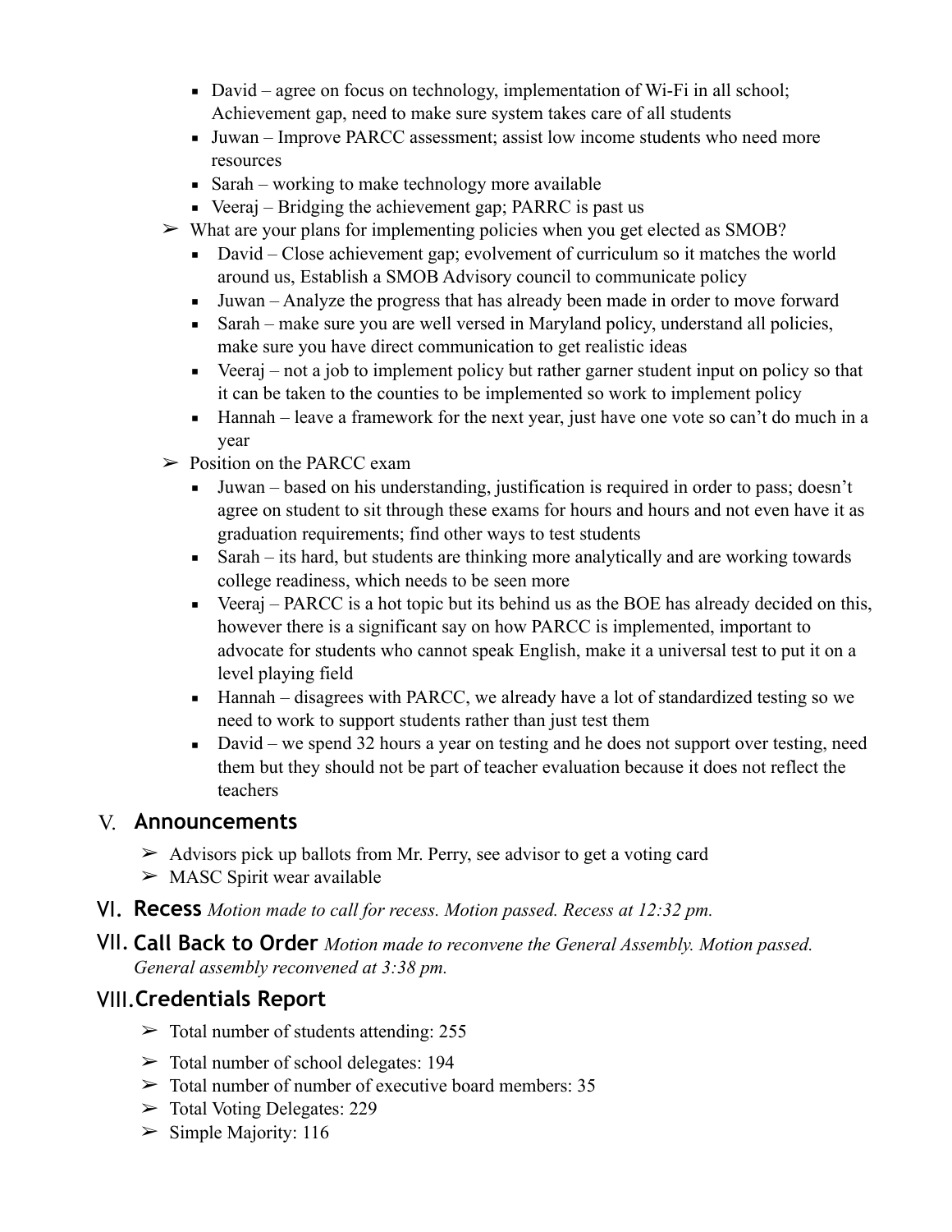- David – agree on focus on technology, implementation of Wi-Fi in all school; Achievement gap, need to make sure system takes care of all students
  - Juwan – Improve PARCC assessment; assist low income students who need more resources
  - Sarah – working to make technology more available
  - Veeraj – Bridging the achievement gap; PARRC is past us
- What are your plans for implementing policies when you get elected as SMOB?
  - David – Close achievement gap; evolvement of curriculum so it matches the world around us, Establish a SMOB Advisory council to communicate policy
  - Juwan – Analyze the progress that has already been made in order to move forward
  - Sarah – make sure you are well versed in Maryland policy, understand all policies, make sure you have direct communication to get realistic ideas
  - Veeraj – not a job to implement policy but rather garner student input on policy so that it can be taken to the counties to be implemented so work to implement policy
  - Hannah – leave a framework for the next year, just have one vote so can't do much in a year
- Position on the PARCC exam
  - Juwan – based on his understanding, justification is required in order to pass; doesn't agree on student to sit through these exams for hours and hours and not even have it as graduation requirements; find other ways to test students
  - Sarah – its hard, but students are thinking more analytically and are working towards college readiness, which needs to be seen more
  - Veeraj – PARCC is a hot topic but its behind us as the BOE has already decided on this, however there is a significant say on how PARCC is implemented, important to advocate for students who cannot speak English, make it a universal test to put it on a level playing field
  - Hannah – disagrees with PARCC, we already have a lot of standardized testing so we need to work to support students rather than just test them
  - David – we spend 32 hours a year on testing and he does not support over testing, need them but they should not be part of teacher evaluation because it does not reflect the teachers

## V. Announcements

- Advisors pick up ballots from Mr. Perry, see advisor to get a voting card
- MASC Spirit wear available

## VI. Recess *Motion made to call for recess. Motion passed. Recess at 12:32 pm.*

## VII. Call Back to Order *Motion made to reconvene the General Assembly. Motion passed. General assembly reconvened at 3:38 pm.*

## VIII. Credentials Report

- Total number of students attending: 255
- Total number of school delegates: 194
- Total number of number of executive board members: 35
- Total Voting Delegates: 229
- Simple Majority: 116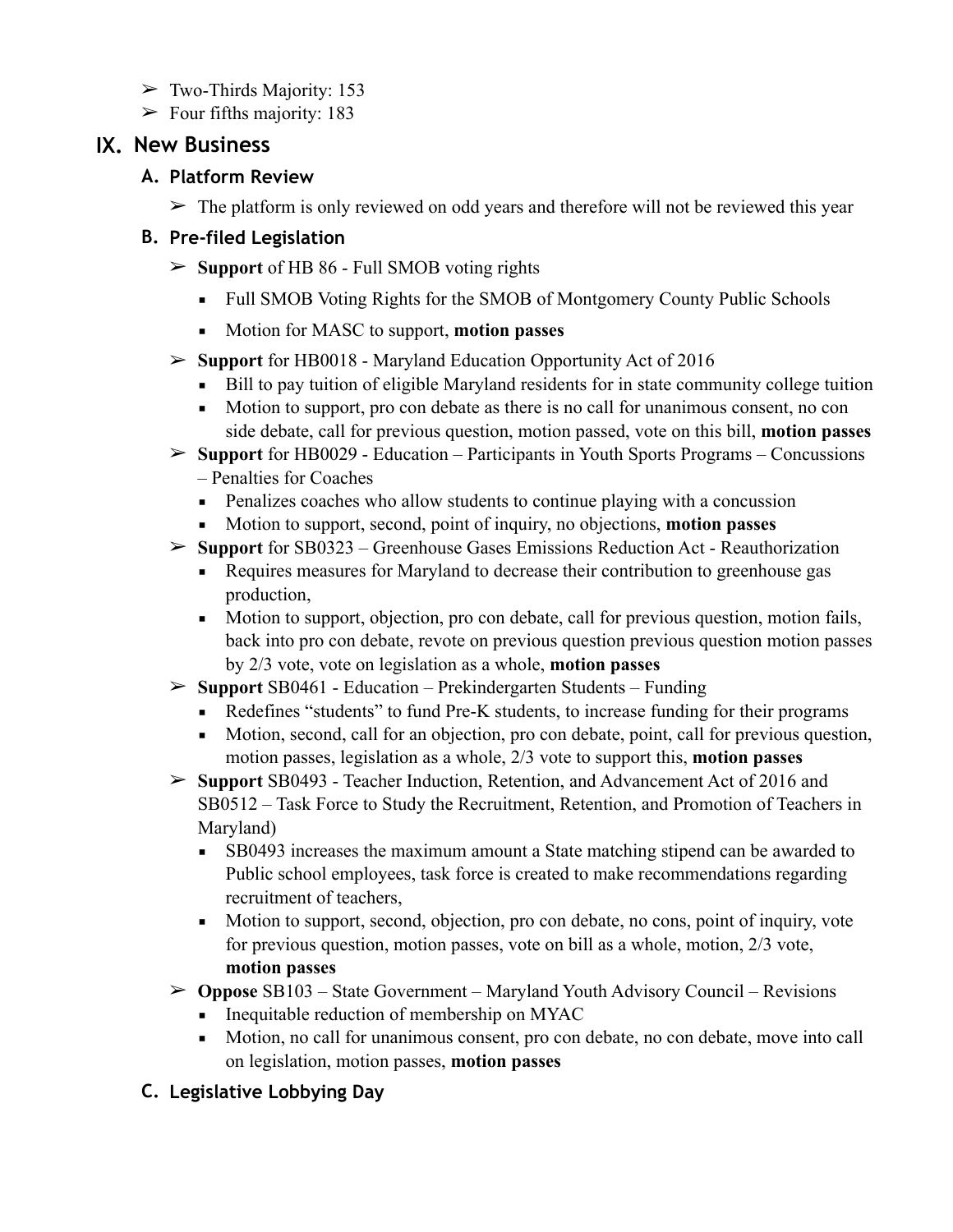- Two-Thirds Majority: 153
- Four fifths majority: 183

## IX. New Business

### A. Platform Review

- The platform is only reviewed on odd years and therefore will not be reviewed this year

### B. Pre-filed Legislation

- **Support** of HB 86 - Full SMOB voting rights
  - Full SMOB Voting Rights for the SMOB of Montgomery County Public Schools
  - Motion for MASC to support, **motion passes**
- **Support** for HB0018 - Maryland Education Opportunity Act of 2016
  - Bill to pay tuition of eligible Maryland residents for in state community college tuition
  - Motion to support, pro con debate as there is no call for unanimous consent, no con side debate, call for previous question, motion passed, vote on this bill, **motion passes**
- **Support** for HB0029 - Education – Participants in Youth Sports Programs – Concussions – Penalties for Coaches
  - Penalizes coaches who allow students to continue playing with a concussion
  - Motion to support, second, point of inquiry, no objections, **motion passes**
- **Support** for SB0323 – Greenhouse Gases Emissions Reduction Act - Reauthorization
  - Requires measures for Maryland to decrease their contribution to greenhouse gas production,
  - Motion to support, objection, pro con debate, call for previous question, motion fails, back into pro con debate, revote on previous question previous question motion passes by 2/3 vote, vote on legislation as a whole, **motion passes**
- **Support** SB0461 - Education – Prekindergarten Students – Funding
  - Redefines "students" to fund Pre-K students, to increase funding for their programs
  - Motion, second, call for an objection, pro con debate, point, call for previous question, motion passes, legislation as a whole, 2/3 vote to support this, **motion passes**
- **Support** SB0493 - Teacher Induction, Retention, and Advancement Act of 2016 and SB0512 – Task Force to Study the Recruitment, Retention, and Promotion of Teachers in Maryland)
  - SB0493 increases the maximum amount a State matching stipend can be awarded to Public school employees, task force is created to make recommendations regarding recruitment of teachers,
  - Motion to support, second, objection, pro con debate, no cons, point of inquiry, vote for previous question, motion passes, vote on bill as a whole, motion, 2/3 vote, **motion passes**
- **Oppose** SB103 – State Government – Maryland Youth Advisory Council – Revisions
  - Inequitable reduction of membership on MYAC
  - Motion, no call for unanimous consent, pro con debate, no con debate, move into call on legislation, motion passes, **motion passes**

### C. Legislative Lobbying Day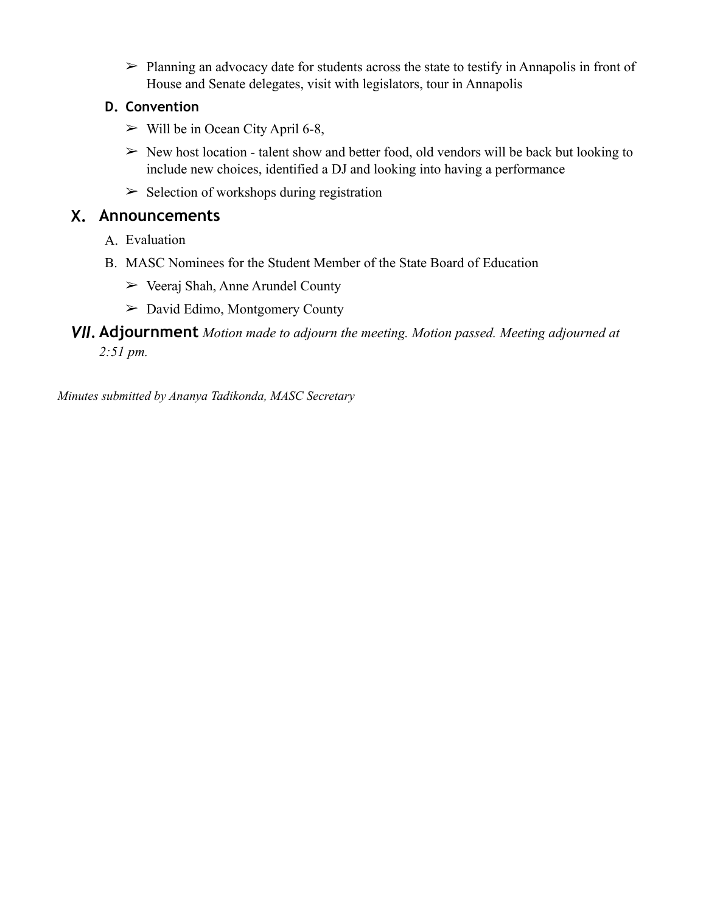- Planning an advocacy date for students across the state to testify in Annapolis in front of House and Senate delegates, visit with legislators, tour in Annapolis

### D. Convention

- Will be in Ocean City April 6-8,
- New host location - talent show and better food, old vendors will be back but looking to include new choices, identified a DJ and looking into having a performance
- Selection of workshops during registration

## X. Announcements

A. Evaluation

B. MASC Nominees for the Student Member of the State Board of Education

- Veeraj Shah, Anne Arundel County
- David Edimo, Montgomery County

## *VII.* Adjournment *Motion made to adjourn the meeting. Motion passed. Meeting adjourned at 2:51 pm.*

*Minutes submitted by Ananya Tadikonda, MASC Secretary*